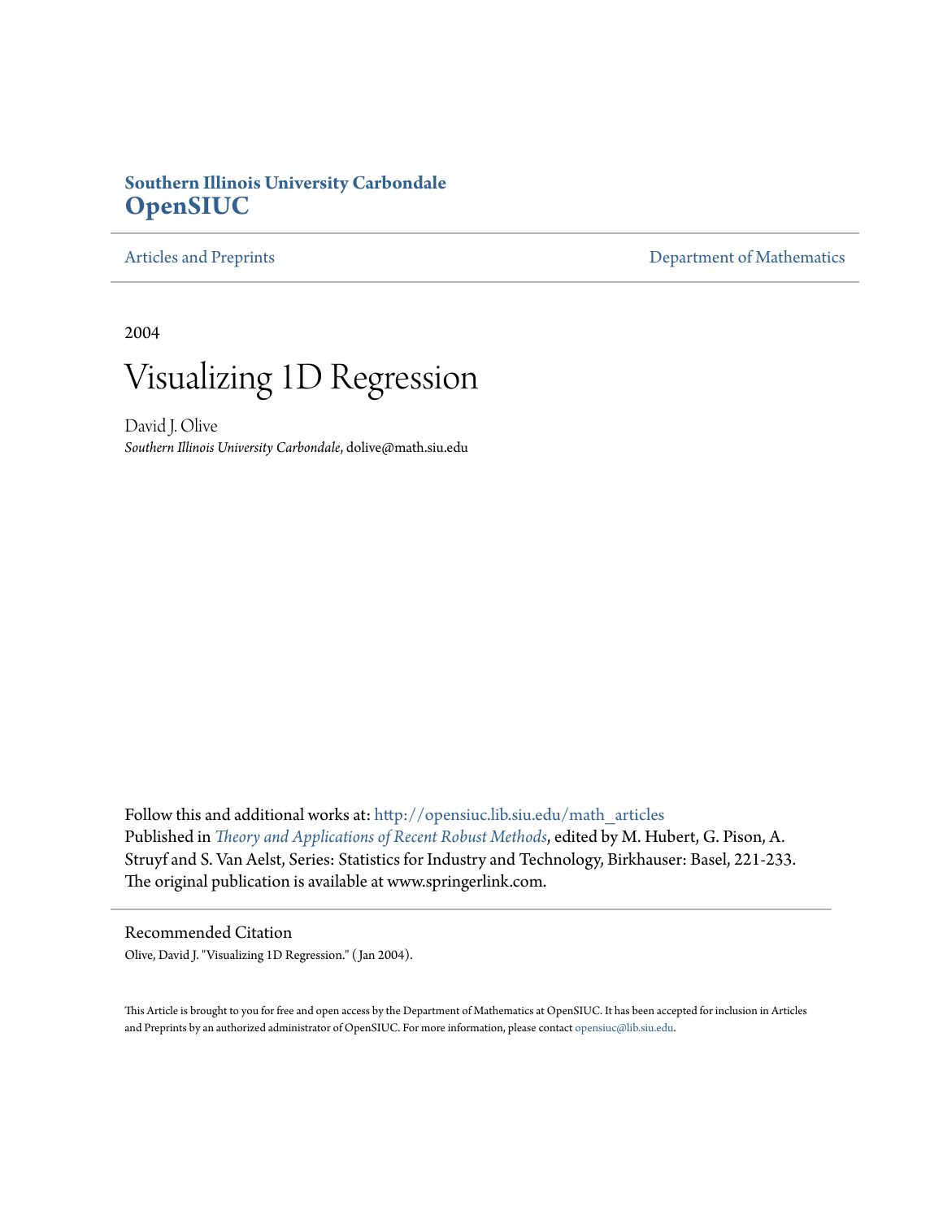**Southern Illinois University Carbondale**
**OpenSIUC**

Articles and Preprints | Department of Mathematics

2004

# Visualizing 1D Regression

David J. Olive
*Southern Illinois University Carbondale*, dolive@math.siu.edu

Follow this and additional works at: http://opensiuc.lib.siu.edu/math_articles
Published in *Theory and Applications of Recent Robust Methods*, edited by M. Hubert, G. Pison, A. Struyf and S. Van Aelst, Series: Statistics for Industry and Technology, Birkhauser: Basel, 221-233. The original publication is available at www.springerlink.com.

Recommended Citation
Olive, David J. "Visualizing 1D Regression." (Jan 2004).

This Article is brought to you for free and open access by the Department of Mathematics at OpenSIUC. It has been accepted for inclusion in Articles and Preprints by an authorized administrator of OpenSIUC. For more information, please contact opensiuc@lib.siu.edu.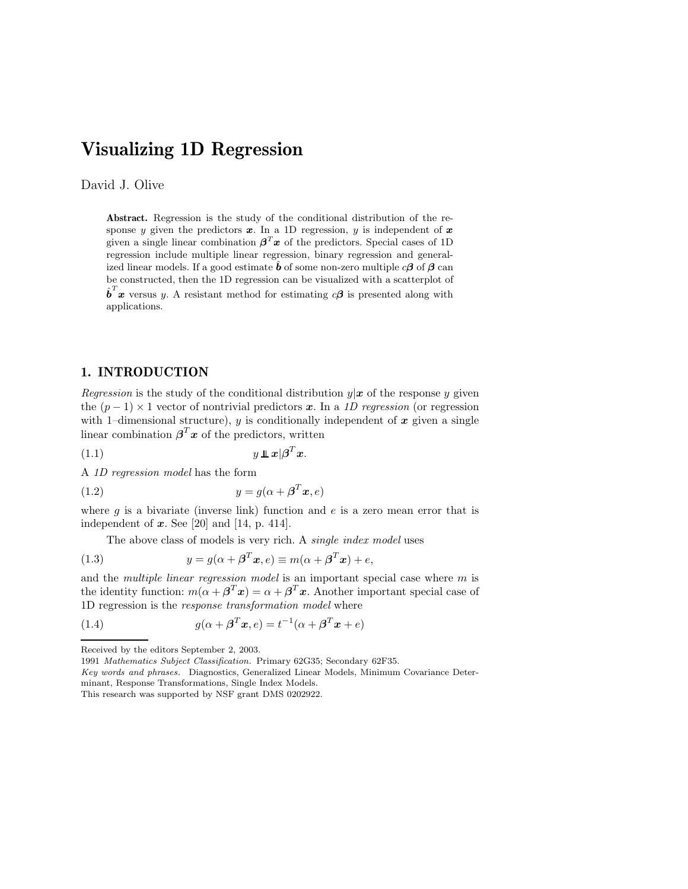# Visualizing 1D Regression

David J. Olive

> **Abstract.** Regression is the study of the conditional distribution of the response $y$ given the predictors $\boldsymbol{x}$. In a 1D regression, $y$ is independent of $\boldsymbol{x}$ given a single linear combination $\boldsymbol{\beta}^T\boldsymbol{x}$ of the predictors. Special cases of 1D regression include multiple linear regression, binary regression and generalized linear models. If a good estimate $\hat{\boldsymbol{b}}$ of some non-zero multiple $c\boldsymbol{\beta}$ of $\boldsymbol{\beta}$ can be constructed, then the 1D regression can be visualized with a scatterplot of $\hat{\boldsymbol{b}}^T\boldsymbol{x}$ versus $y$. A resistant method for estimating $c\boldsymbol{\beta}$ is presented along with applications.

## 1. INTRODUCTION

*Regression* is the study of the conditional distribution $y|\boldsymbol{x}$ of the response $y$ given the $(p-1)\times 1$ vector of nontrivial predictors $\boldsymbol{x}$. In a *1D regression* (or regression with 1–dimensional structure), $y$ is conditionally independent of $\boldsymbol{x}$ given a single linear combination $\boldsymbol{\beta}^T\boldsymbol{x}$ of the predictors, written

$$y \perp\!\!\!\perp \boldsymbol{x}|\boldsymbol{\beta}^T\boldsymbol{x}. \tag{1.1}$$

A *1D regression model* has the form

$$y = g(\alpha + \boldsymbol{\beta}^T\boldsymbol{x}, e) \tag{1.2}$$

where $g$ is a bivariate (inverse link) function and $e$ is a zero mean error that is independent of $\boldsymbol{x}$. See [20] and [14, p. 414].

The above class of models is very rich. A *single index model* uses

$$y = g(\alpha + \boldsymbol{\beta}^T\boldsymbol{x}, e) \equiv m(\alpha + \boldsymbol{\beta}^T\boldsymbol{x}) + e, \tag{1.3}$$

and the *multiple linear regression model* is an important special case where $m$ is the identity function: $m(\alpha + \boldsymbol{\beta}^T\boldsymbol{x}) = \alpha + \boldsymbol{\beta}^T\boldsymbol{x}$. Another important special case of 1D regression is the *response transformation model* where

$$g(\alpha + \boldsymbol{\beta}^T\boldsymbol{x}, e) = t^{-1}(\alpha + \boldsymbol{\beta}^T\boldsymbol{x} + e) \tag{1.4}$$

---

Received by the editors September 2, 2003.

1991 *Mathematics Subject Classification.* Primary 62G35; Secondary 62F35.

*Key words and phrases.* Diagnostics, Generalized Linear Models, Minimum Covariance Determinant, Response Transformations, Single Index Models.

This research was supported by NSF grant DMS 0202922.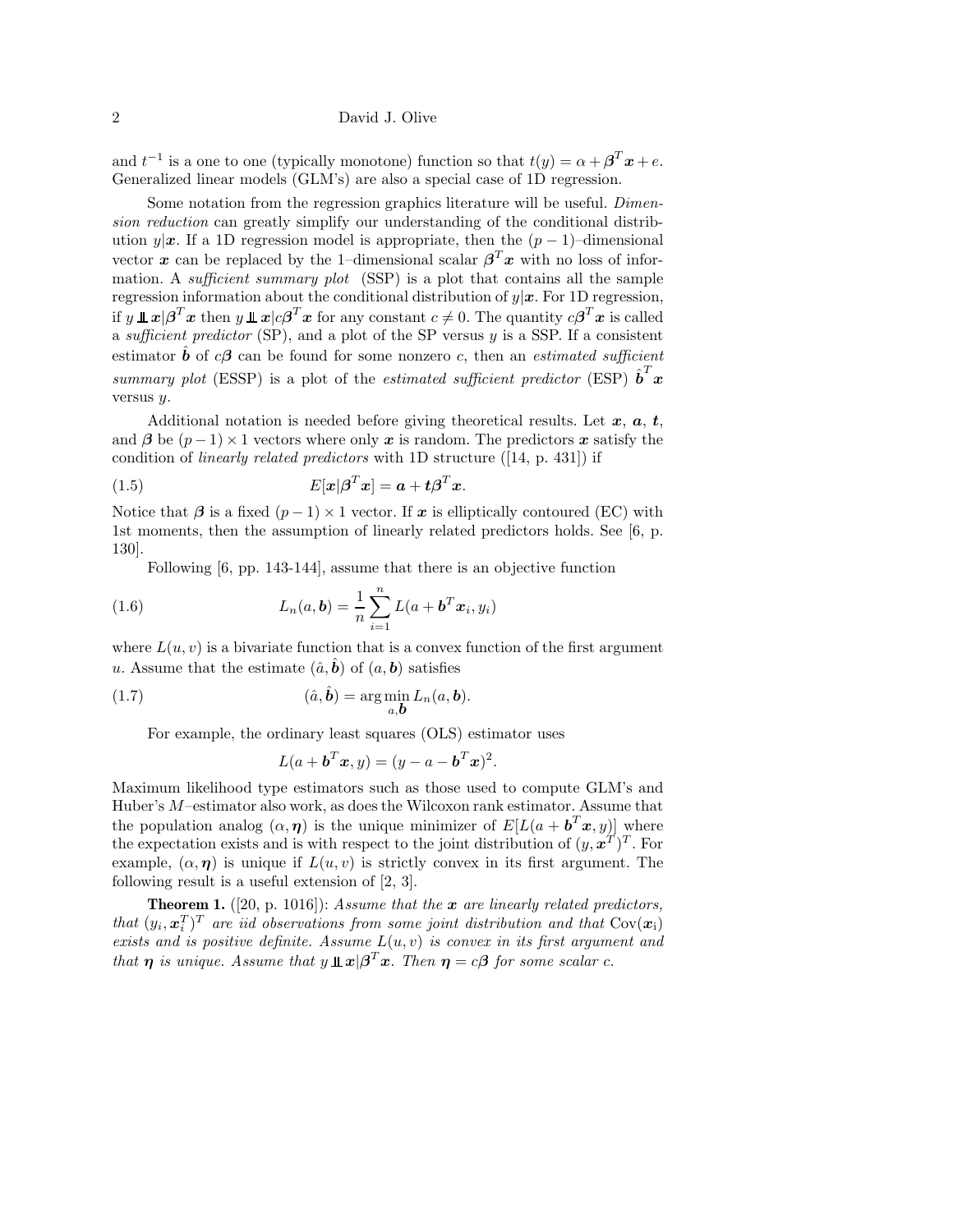and $t^{-1}$ is a one to one (typically monotone) function so that $t(y) = \alpha + \boldsymbol{\beta}^T \boldsymbol{x} + e$. Generalized linear models (GLM's) are also a special case of 1D regression.

Some notation from the regression graphics literature will be useful. *Dimension reduction* can greatly simplify our understanding of the conditional distribution $y|\boldsymbol{x}$. If a 1D regression model is appropriate, then the $(p-1)$–dimensional vector $\boldsymbol{x}$ can be replaced by the 1–dimensional scalar $\boldsymbol{\beta}^T \boldsymbol{x}$ with no loss of information. A *sufficient summary plot* (SSP) is a plot that contains all the sample regression information about the conditional distribution of $y|\boldsymbol{x}$. For 1D regression, if $y \perp\!\!\!\perp \boldsymbol{x}|\boldsymbol{\beta}^T \boldsymbol{x}$ then $y \perp\!\!\!\perp \boldsymbol{x}|c\boldsymbol{\beta}^T \boldsymbol{x}$ for any constant $c \neq 0$. The quantity $c\boldsymbol{\beta}^T \boldsymbol{x}$ is called a *sufficient predictor* (SP), and a plot of the SP versus $y$ is a SSP. If a consistent estimator $\hat{\boldsymbol{b}}$ of $c\boldsymbol{\beta}$ can be found for some nonzero $c$, then an *estimated sufficient summary plot* (ESSP) is a plot of the *estimated sufficient predictor* (ESP) $\hat{\boldsymbol{b}}^T \boldsymbol{x}$ versus $y$.

Additional notation is needed before giving theoretical results. Let $\boldsymbol{x}$, $\boldsymbol{a}$, $\boldsymbol{t}$, and $\boldsymbol{\beta}$ be $(p-1) \times 1$ vectors where only $\boldsymbol{x}$ is random. The predictors $\boldsymbol{x}$ satisfy the condition of *linearly related predictors* with 1D structure ([14, p. 431]) if

$$E[\boldsymbol{x}|\boldsymbol{\beta}^T \boldsymbol{x}] = \boldsymbol{a} + \boldsymbol{t}\boldsymbol{\beta}^T \boldsymbol{x}. \tag{1.5}$$

Notice that $\boldsymbol{\beta}$ is a fixed $(p-1) \times 1$ vector. If $\boldsymbol{x}$ is elliptically contoured (EC) with 1st moments, then the assumption of linearly related predictors holds. See [6, p. 130].

Following [6, pp. 143-144], assume that there is an objective function

$$L_n(a, \boldsymbol{b}) = \frac{1}{n} \sum_{i=1}^{n} L(a + \boldsymbol{b}^T \boldsymbol{x}_i, y_i) \tag{1.6}$$

where $L(u, v)$ is a bivariate function that is a convex function of the first argument $u$. Assume that the estimate $(\hat{a}, \hat{\boldsymbol{b}})$ of $(a, \boldsymbol{b})$ satisfies

$$(\hat{a}, \hat{\boldsymbol{b}}) = \arg \min_{a, \boldsymbol{b}} L_n(a, \boldsymbol{b}). \tag{1.7}$$

For example, the ordinary least squares (OLS) estimator uses

$$L(a + \boldsymbol{b}^T \boldsymbol{x}, y) = (y - a - \boldsymbol{b}^T \boldsymbol{x})^2.$$

Maximum likelihood type estimators such as those used to compute GLM's and Huber's $M$–estimator also work, as does the Wilcoxon rank estimator. Assume that the population analog $(\alpha, \boldsymbol{\eta})$ is the unique minimizer of $E[L(a + \boldsymbol{b}^T \boldsymbol{x}, y)]$ where the expectation exists and is with respect to the joint distribution of $(y, \boldsymbol{x}^T)^T$. For example, $(\alpha, \boldsymbol{\eta})$ is unique if $L(u, v)$ is strictly convex in its first argument. The following result is a useful extension of [2, 3].

**Theorem 1.** ([20, p. 1016]): *Assume that the $\boldsymbol{x}$ are linearly related predictors, that $(y_i, \boldsymbol{x}_i^T)^T$ are iid observations from some joint distribution and that $\mathrm{Cov}(\boldsymbol{x}_i)$ exists and is positive definite. Assume $L(u, v)$ is convex in its first argument and that $\boldsymbol{\eta}$ is unique. Assume that $y \perp\!\!\!\perp \boldsymbol{x}|\boldsymbol{\beta}^T \boldsymbol{x}$. Then $\boldsymbol{\eta} = c\boldsymbol{\beta}$ for some scalar $c$.*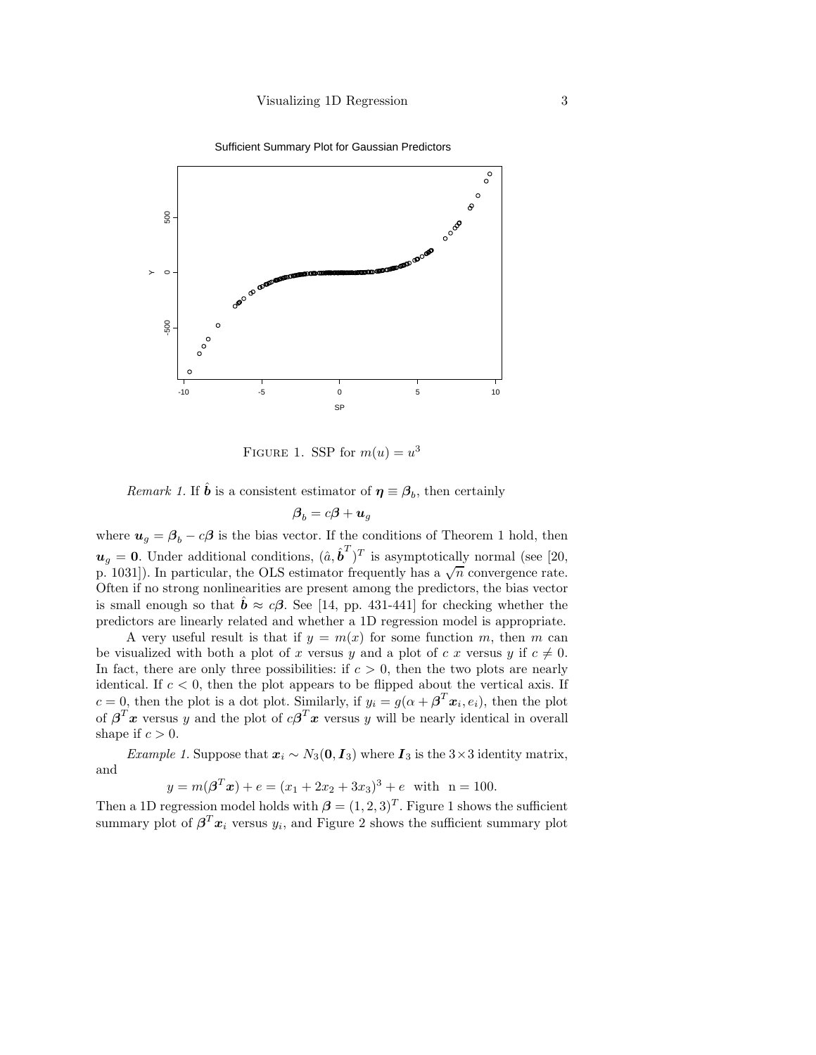FIGURE 1. SSP for $m(u) = u^3$

*Remark 1.* If $\hat{\boldsymbol{b}}$ is a consistent estimator of $\boldsymbol{\eta} \equiv \boldsymbol{\beta}_b$, then certainly

$$\boldsymbol{\beta}_b = c\boldsymbol{\beta} + \boldsymbol{u}_g$$

where $\boldsymbol{u}_g = \boldsymbol{\beta}_b - c\boldsymbol{\beta}$ is the bias vector. If the conditions of Theorem 1 hold, then $\boldsymbol{u}_g = \boldsymbol{0}$. Under additional conditions, $(\hat{a}, \hat{\boldsymbol{b}}^T)^T$ is asymptotically normal (see [20, p. 1031]). In particular, the OLS estimator frequently has a $\sqrt{n}$ convergence rate. Often if no strong nonlinearities are present among the predictors, the bias vector is small enough so that $\hat{\boldsymbol{b}} \approx c\boldsymbol{\beta}$. See [14, pp. 431-441] for checking whether the predictors are linearly related and whether a 1D regression model is appropriate.

A very useful result is that if $y = m(x)$ for some function $m$, then $m$ can be visualized with both a plot of $x$ versus $y$ and a plot of $c\ x$ versus $y$ if $c \neq 0$. In fact, there are only three possibilities: if $c > 0$, then the two plots are nearly identical. If $c < 0$, then the plot appears to be flipped about the vertical axis. If $c = 0$, then the plot is a dot plot. Similarly, if $y_i = g(\alpha + \boldsymbol{\beta}^T\boldsymbol{x}_i, e_i)$, then the plot of $\boldsymbol{\beta}^T\boldsymbol{x}$ versus $y$ and the plot of $c\boldsymbol{\beta}^T\boldsymbol{x}$ versus $y$ will be nearly identical in overall shape if $c > 0$.

*Example 1.* Suppose that $\boldsymbol{x}_i \sim N_3(\boldsymbol{0}, \boldsymbol{I}_3)$ where $\boldsymbol{I}_3$ is the $3\times3$ identity matrix, and

$$y = m(\boldsymbol{\beta}^T\boldsymbol{x}) + e = (x_1 + 2x_2 + 3x_3)^3 + e \quad \text{with} \quad \text{n} = 100.$$

Then a 1D regression model holds with $\boldsymbol{\beta} = (1, 2, 3)^T$. Figure 1 shows the sufficient summary plot of $\boldsymbol{\beta}^T\boldsymbol{x}_i$ versus $y_i$, and Figure 2 shows the sufficient summary plot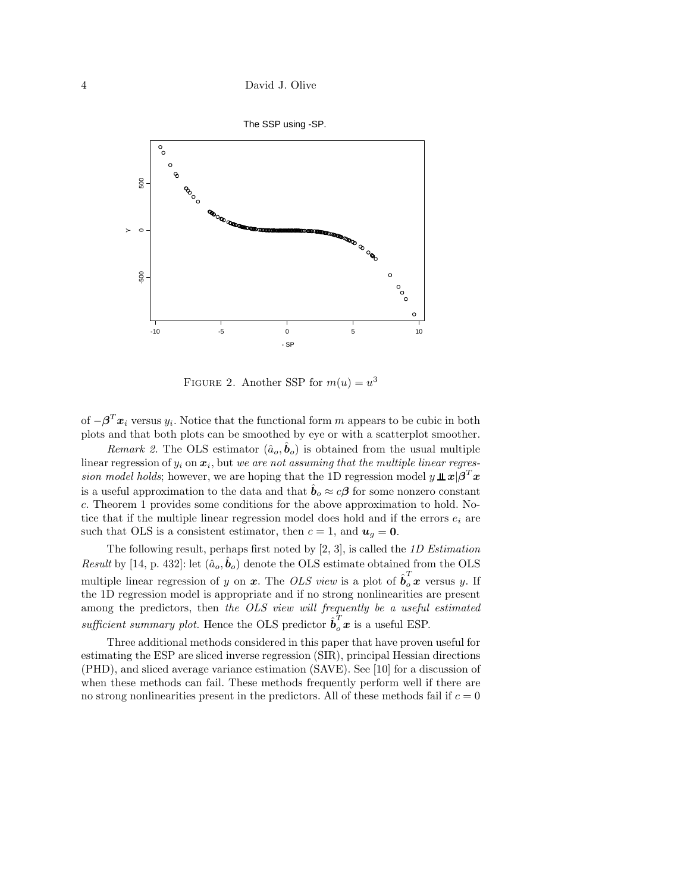FIGURE 2. Another SSP for $m(u) = u^3$

of $-\boldsymbol{\beta}^T \boldsymbol{x}_i$ versus $y_i$. Notice that the functional form $m$ appears to be cubic in both plots and that both plots can be smoothed by eye or with a scatterplot smoother.

*Remark 2.* The OLS estimator $(\hat{a}_o, \hat{\boldsymbol{b}}_o)$ is obtained from the usual multiple linear regression of $y_i$ on $\boldsymbol{x}_i$, but *we are not assuming that the multiple linear regression model holds*; however, we are hoping that the 1D regression model $y \perp\!\!\!\perp \boldsymbol{x} | \boldsymbol{\beta}^T \boldsymbol{x}$ is a useful approximation to the data and that $\hat{\boldsymbol{b}}_o \approx c\boldsymbol{\beta}$ for some nonzero constant $c$. Theorem 1 provides some conditions for the above approximation to hold. Notice that if the multiple linear regression model does hold and if the errors $e_i$ are such that OLS is a consistent estimator, then $c = 1$, and $\boldsymbol{u}_g = \boldsymbol{0}$.

The following result, perhaps first noted by [2, 3], is called the *1D Estimation Result* by [14, p. 432]: let $(\hat{a}_o, \hat{\boldsymbol{b}}_o)$ denote the OLS estimate obtained from the OLS multiple linear regression of $y$ on $\boldsymbol{x}$. The *OLS view* is a plot of $\hat{\boldsymbol{b}}_o^T \boldsymbol{x}$ versus $y$. If the 1D regression model is appropriate and if no strong nonlinearities are present among the predictors, then *the OLS view will frequently be a useful estimated sufficient summary plot.* Hence the OLS predictor $\hat{\boldsymbol{b}}_o^T \boldsymbol{x}$ is a useful ESP.

Three additional methods considered in this paper that have proven useful for estimating the ESP are sliced inverse regression (SIR), principal Hessian directions (PHD), and sliced average variance estimation (SAVE). See [10] for a discussion of when these methods can fail. These methods frequently perform well if there are no strong nonlinearities present in the predictors. All of these methods fail if $c = 0$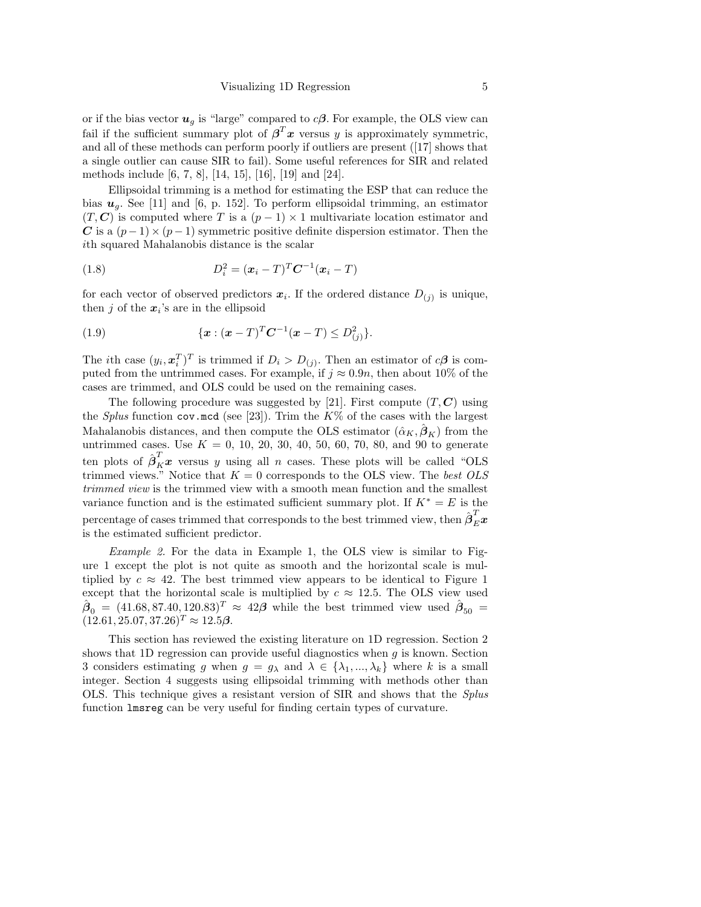or if the bias vector $\boldsymbol{u}_g$ is "large" compared to $c\boldsymbol{\beta}$. For example, the OLS view can fail if the sufficient summary plot of $\boldsymbol{\beta}^T\boldsymbol{x}$ versus $y$ is approximately symmetric, and all of these methods can perform poorly if outliers are present ([17] shows that a single outlier can cause SIR to fail). Some useful references for SIR and related methods include [6, 7, 8], [14, 15], [16], [19] and [24].

Ellipsoidal trimming is a method for estimating the ESP that can reduce the bias $\boldsymbol{u}_g$. See [11] and [6, p. 152]. To perform ellipsoidal trimming, an estimator $(T, \boldsymbol{C})$ is computed where $T$ is a $(p-1) \times 1$ multivariate location estimator and $\boldsymbol{C}$ is a $(p-1) \times (p-1)$ symmetric positive definite dispersion estimator. Then the $i$th squared Mahalanobis distance is the scalar

$$D_i^2 = (\boldsymbol{x}_i - T)^T \boldsymbol{C}^{-1} (\boldsymbol{x}_i - T) \tag{1.8}$$

for each vector of observed predictors $\boldsymbol{x}_i$. If the ordered distance $D_{(j)}$ is unique, then $j$ of the $\boldsymbol{x}_i$'s are in the ellipsoid

$$\{\boldsymbol{x} : (\boldsymbol{x} - T)^T \boldsymbol{C}^{-1} (\boldsymbol{x} - T) \le D_{(j)}^2\}. \tag{1.9}$$

The $i$th case $(y_i, \boldsymbol{x}_i^T)^T$ is trimmed if $D_i > D_{(j)}$. Then an estimator of $c\boldsymbol{\beta}$ is computed from the untrimmed cases. For example, if $j \approx 0.9n$, then about 10% of the cases are trimmed, and OLS could be used on the remaining cases.

The following procedure was suggested by [21]. First compute $(T, \boldsymbol{C})$ using the *Splus* function `cov.mcd` (see [23]). Trim the $K$% of the cases with the largest Mahalanobis distances, and then compute the OLS estimator $(\hat{\alpha}_K, \hat{\boldsymbol{\beta}}_K)$ from the untrimmed cases. Use $K = 0, 10, 20, 30, 40, 50, 60, 70, 80$, and 90 to generate ten plots of $\hat{\boldsymbol{\beta}}_K^T\boldsymbol{x}$ versus $y$ using all $n$ cases. These plots will be called "OLS trimmed views." Notice that $K = 0$ corresponds to the OLS view. The *best OLS trimmed view* is the trimmed view with a smooth mean function and the smallest variance function and is the estimated sufficient summary plot. If $K^* = E$ is the percentage of cases trimmed that corresponds to the best trimmed view, then $\hat{\boldsymbol{\beta}}_E^T\boldsymbol{x}$ is the estimated sufficient predictor.

*Example 2.* For the data in Example 1, the OLS view is similar to Figure 1 except the plot is not quite as smooth and the horizontal scale is multiplied by $c \approx 42$. The best trimmed view appears to be identical to Figure 1 except that the horizontal scale is multiplied by $c \approx 12.5$. The OLS view used $\hat{\boldsymbol{\beta}}_0 = (41.68, 87.40, 120.83)^T \approx 42\boldsymbol{\beta}$ while the best trimmed view used $\hat{\boldsymbol{\beta}}_{50} = (12.61, 25.07, 37.26)^T \approx 12.5\boldsymbol{\beta}$.

This section has reviewed the existing literature on 1D regression. Section 2 shows that 1D regression can provide useful diagnostics when $g$ is known. Section 3 considers estimating $g$ when $g = g_\lambda$ and $\lambda \in \{\lambda_1, ..., \lambda_k\}$ where $k$ is a small integer. Section 4 suggests using ellipsoidal trimming with methods other than OLS. This technique gives a resistant version of SIR and shows that the *Splus* function `lmsreg` can be very useful for finding certain types of curvature.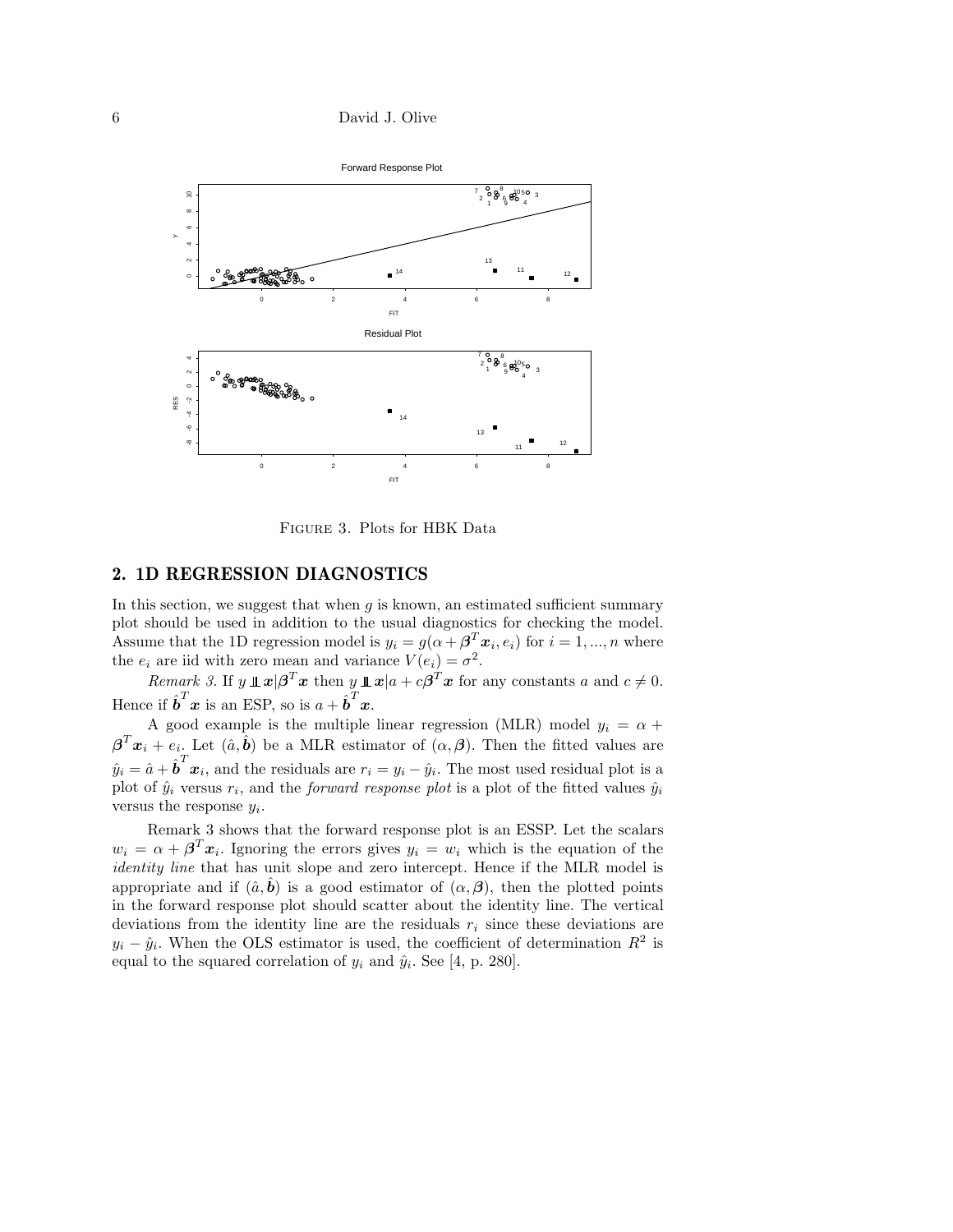FIGURE 3. Plots for HBK Data

## 2. 1D REGRESSION DIAGNOSTICS

In this section, we suggest that when $g$ is known, an estimated sufficient summary plot should be used in addition to the usual diagnostics for checking the model. Assume that the 1D regression model is $y_i = g(\alpha + \boldsymbol{\beta}^T \boldsymbol{x}_i, e_i)$ for $i = 1, ..., n$ where the $e_i$ are iid with zero mean and variance $V(e_i) = \sigma^2$.

*Remark 3.* If $y \perp\!\!\!\perp \boldsymbol{x} | \boldsymbol{\beta}^T \boldsymbol{x}$ then $y \perp\!\!\!\perp \boldsymbol{x} | a + c\boldsymbol{\beta}^T \boldsymbol{x}$ for any constants $a$ and $c \neq 0$. Hence if $\hat{\boldsymbol{b}}^T \boldsymbol{x}$ is an ESP, so is $a + \hat{\boldsymbol{b}}^T \boldsymbol{x}$.

A good example is the multiple linear regression (MLR) model $y_i = \alpha + \boldsymbol{\beta}^T \boldsymbol{x}_i + e_i$. Let $(\hat{a}, \hat{\boldsymbol{b}})$ be a MLR estimator of $(\alpha, \boldsymbol{\beta})$. Then the fitted values are $\hat{y}_i = \hat{a} + \hat{\boldsymbol{b}}^T \boldsymbol{x}_i$, and the residuals are $r_i = y_i - \hat{y}_i$. The most used residual plot is a plot of $\hat{y}_i$ versus $r_i$, and the *forward response plot* is a plot of the fitted values $\hat{y}_i$ versus the response $y_i$.

Remark 3 shows that the forward response plot is an ESSP. Let the scalars $w_i = \alpha + \boldsymbol{\beta}^T \boldsymbol{x}_i$. Ignoring the errors gives $y_i = w_i$ which is the equation of the *identity line* that has unit slope and zero intercept. Hence if the MLR model is appropriate and if $(\hat{a}, \hat{\boldsymbol{b}})$ is a good estimator of $(\alpha, \boldsymbol{\beta})$, then the plotted points in the forward response plot should scatter about the identity line. The vertical deviations from the identity line are the residuals $r_i$ since these deviations are $y_i - \hat{y}_i$. When the OLS estimator is used, the coefficient of determination $R^2$ is equal to the squared correlation of $y_i$ and $\hat{y}_i$. See [4, p. 280].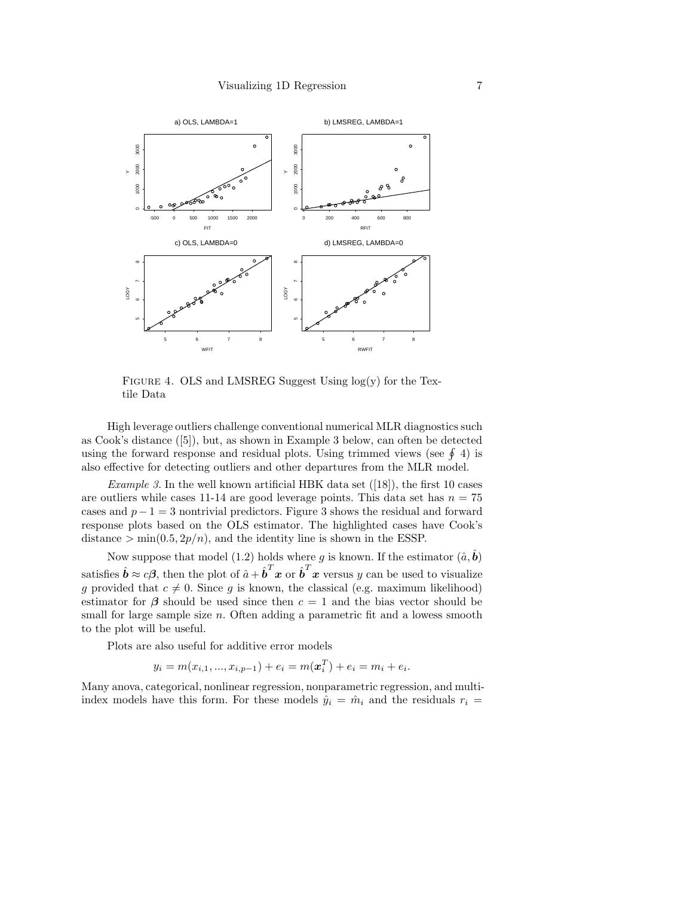FIGURE 4. OLS and LMSREG Suggest Using log(y) for the Textile Data

High leverage outliers challenge conventional numerical MLR diagnostics such as Cook's distance ([5]), but, as shown in Example 3 below, can often be detected using the forward response and residual plots. Using trimmed views (see ∮ 4) is also effective for detecting outliers and other departures from the MLR model.

*Example 3.* In the well known artificial HBK data set ([18]), the first 10 cases are outliers while cases 11-14 are good leverage points. This data set has $n = 75$ cases and $p - 1 = 3$ nontrivial predictors. Figure 3 shows the residual and forward response plots based on the OLS estimator. The highlighted cases have Cook's distance $> \min(0.5, 2p/n)$, and the identity line is shown in the ESSP.

Now suppose that model (1.2) holds where $g$ is known. If the estimator $(\hat{a}, \hat{\boldsymbol{b}})$ satisfies $\hat{\boldsymbol{b}} \approx c\boldsymbol{\beta}$, then the plot of $\hat{a} + \hat{\boldsymbol{b}}^T \boldsymbol{x}$ or $\hat{\boldsymbol{b}}^T \boldsymbol{x}$ versus $y$ can be used to visualize $g$ provided that $c \neq 0$. Since $g$ is known, the classical (e.g. maximum likelihood) estimator for $\boldsymbol{\beta}$ should be used since then $c = 1$ and the bias vector should be small for large sample size $n$. Often adding a parametric fit and a lowess smooth to the plot will be useful.

Plots are also useful for additive error models

$$y_i = m(x_{i,1}, ..., x_{i,p-1}) + e_i = m(\boldsymbol{x}_i^T) + e_i = m_i + e_i.$$

Many anova, categorical, nonlinear regression, nonparametric regression, and multi-index models have this form. For these models $\hat{y}_i = \hat{m}_i$ and the residuals $r_i =$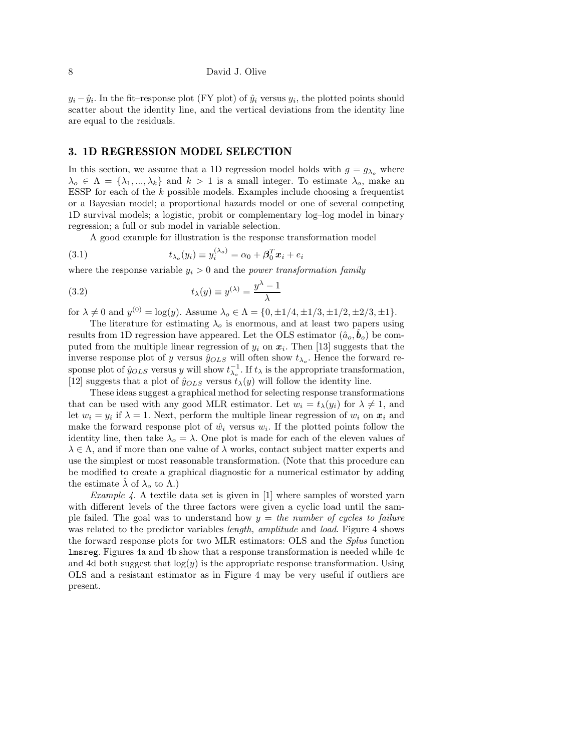$y_i - \hat{y}_i$. In the fit–response plot (FY plot) of $\hat{y}_i$ versus $y_i$, the plotted points should scatter about the identity line, and the vertical deviations from the identity line are equal to the residuals.

## 3. 1D REGRESSION MODEL SELECTION

In this section, we assume that a 1D regression model holds with $g = g_{\lambda_o}$ where $\lambda_o \in \Lambda = \{\lambda_1, ..., \lambda_k\}$ and $k > 1$ is a small integer. To estimate $\lambda_o$, make an ESSP for each of the $k$ possible models. Examples include choosing a frequentist or a Bayesian model; a proportional hazards model or one of several competing 1D survival models; a logistic, probit or complementary log–log model in binary regression; a full or sub model in variable selection.

A good example for illustration is the response transformation model

$$t_{\lambda_o}(y_i) \equiv y_i^{(\lambda_o)} = \alpha_0 + \boldsymbol{\beta}_0^T \boldsymbol{x}_i + e_i \tag{3.1}$$

where the response variable $y_i > 0$ and the *power transformation family*

$$t_\lambda(y) \equiv y^{(\lambda)} = \frac{y^\lambda - 1}{\lambda} \tag{3.2}$$

for $\lambda \neq 0$ and $y^{(0)} = \log(y)$. Assume $\lambda_o \in \Lambda = \{0, \pm 1/4, \pm 1/3, \pm 1/2, \pm 2/3, \pm 1\}$.

The literature for estimating $\lambda_o$ is enormous, and at least two papers using results from 1D regression have appeared. Let the OLS estimator $(\hat{a}_o, \hat{\boldsymbol{b}}_o)$ be computed from the multiple linear regression of $y_i$ on $\boldsymbol{x}_i$. Then [13] suggests that the inverse response plot of $y$ versus $\hat{y}_{OLS}$ will often show $t_{\lambda_o}$. Hence the forward response plot of $\hat{y}_{OLS}$ versus $y$ will show $t^{-1}_{\lambda_o}$. If $t_\lambda$ is the appropriate transformation, [12] suggests that a plot of $\hat{y}_{OLS}$ versus $t_\lambda(y)$ will follow the identity line.

These ideas suggest a graphical method for selecting response transformations that can be used with any good MLR estimator. Let $w_i = t_\lambda(y_i)$ for $\lambda \neq 1$, and let $w_i = y_i$ if $\lambda = 1$. Next, perform the multiple linear regression of $w_i$ on $\boldsymbol{x}_i$ and make the forward response plot of $\hat{w_i}$ versus $w_i$. If the plotted points follow the identity line, then take $\lambda_o = \lambda$. One plot is made for each of the eleven values of $\lambda \in \Lambda$, and if more than one value of $\lambda$ works, contact subject matter experts and use the simplest or most reasonable transformation. (Note that this procedure can be modified to create a graphical diagnostic for a numerical estimator by adding the estimate $\hat{\lambda}$ of $\lambda_o$ to $\Lambda$.)

*Example 4.* A textile data set is given in [1] where samples of worsted yarn with different levels of the three factors were given a cyclic load until the sample failed. The goal was to understand how $y$ = *the number of cycles to failure* was related to the predictor variables *length, amplitude* and *load*. Figure 4 shows the forward response plots for two MLR estimators: OLS and the *Splus* function `lmsreg`. Figures 4a and 4b show that a response transformation is needed while 4c and 4d both suggest that $\log(y)$ is the appropriate response transformation. Using OLS and a resistant estimator as in Figure 4 may be very useful if outliers are present.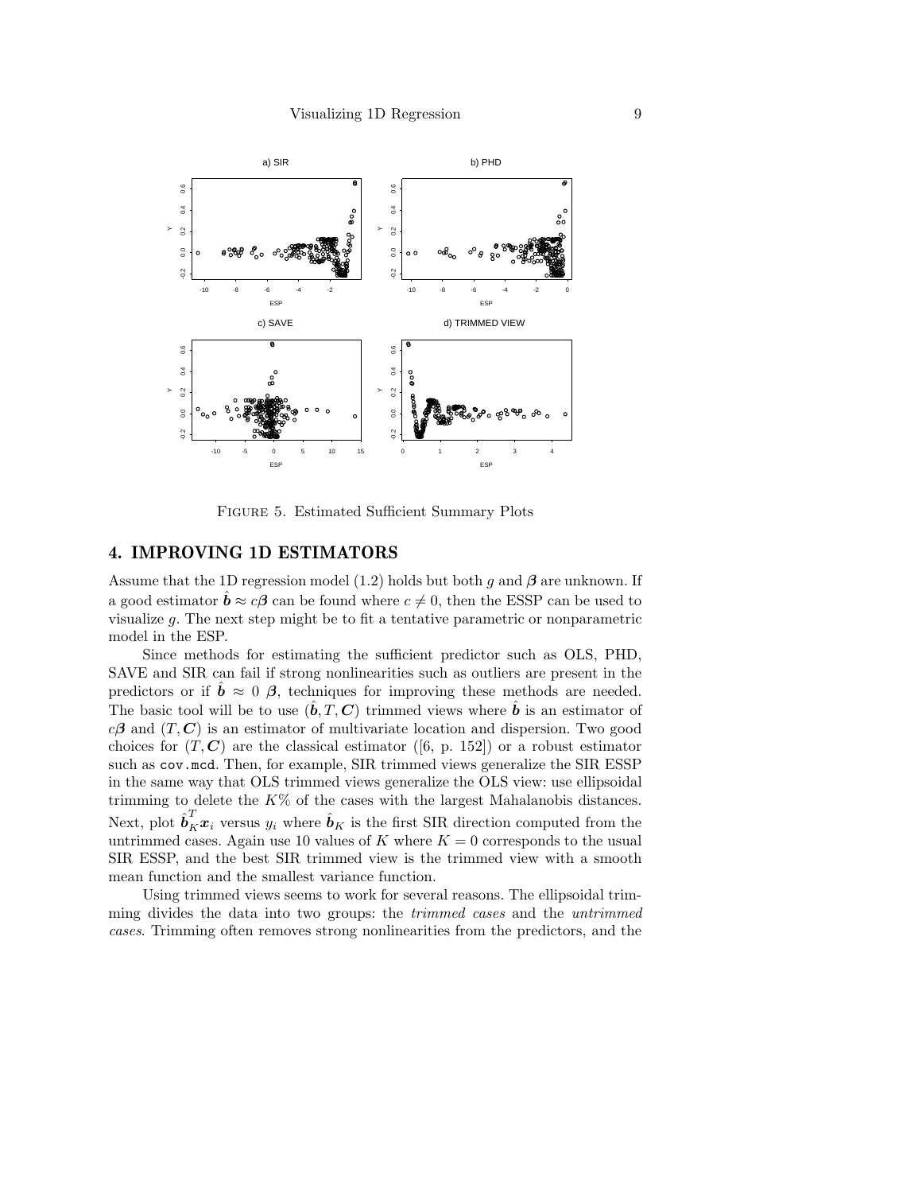FIGURE 5. Estimated Sufficient Summary Plots

## 4. IMPROVING 1D ESTIMATORS

Assume that the 1D regression model (1.2) holds but both $g$ and $\boldsymbol{\beta}$ are unknown. If a good estimator $\hat{\boldsymbol{b}} \approx c\boldsymbol{\beta}$ can be found where $c \neq 0$, then the ESSP can be used to visualize $g$. The next step might be to fit a tentative parametric or nonparametric model in the ESP.

Since methods for estimating the sufficient predictor such as OLS, PHD, SAVE and SIR can fail if strong nonlinearities such as outliers are present in the predictors or if $\hat{\boldsymbol{b}} \approx 0 \ \boldsymbol{\beta}$, techniques for improving these methods are needed. The basic tool will be to use $(\hat{\boldsymbol{b}}, T, \boldsymbol{C})$ trimmed views where $\hat{\boldsymbol{b}}$ is an estimator of $c\boldsymbol{\beta}$ and $(T, \boldsymbol{C})$ is an estimator of multivariate location and dispersion. Two good choices for $(T, \boldsymbol{C})$ are the classical estimator ([6, p. 152]) or a robust estimator such as `cov.mcd`. Then, for example, SIR trimmed views generalize the SIR ESSP in the same way that OLS trimmed views generalize the OLS view: use ellipsoidal trimming to delete the $K$% of the cases with the largest Mahalanobis distances. Next, plot $\hat{\boldsymbol{b}}_K^T \boldsymbol{x}_i$ versus $y_i$ where $\hat{\boldsymbol{b}}_K$ is the first SIR direction computed from the untrimmed cases. Again use 10 values of $K$ where $K = 0$ corresponds to the usual SIR ESSP, and the best SIR trimmed view is the trimmed view with a smooth mean function and the smallest variance function.

Using trimmed views seems to work for several reasons. The ellipsoidal trimming divides the data into two groups: the *trimmed cases* and the *untrimmed cases*. Trimming often removes strong nonlinearities from the predictors, and the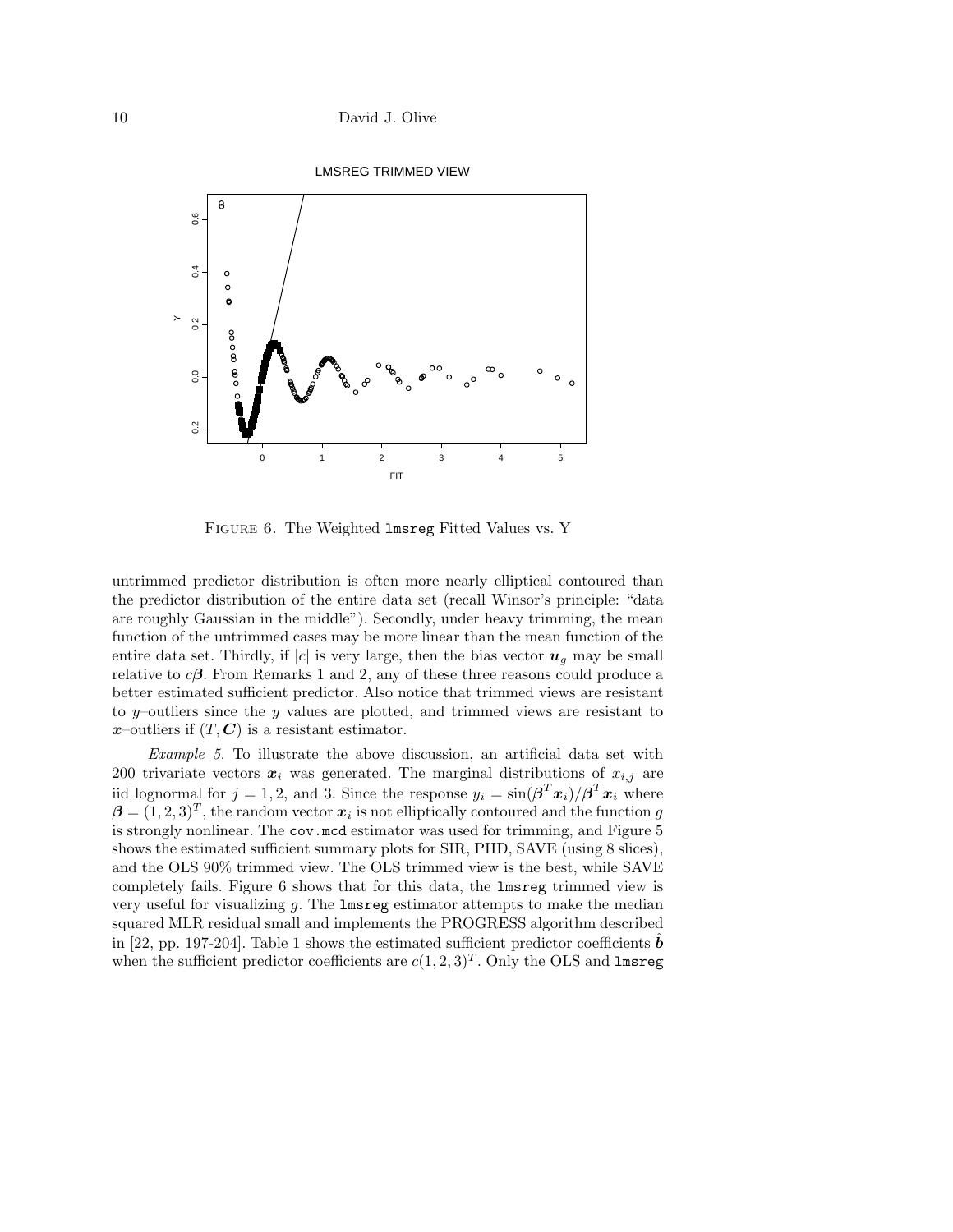FIGURE 6. The Weighted `lmsreg` Fitted Values vs. Y

untrimmed predictor distribution is often more nearly elliptical contoured than the predictor distribution of the entire data set (recall Winsor's principle: "data are roughly Gaussian in the middle"). Secondly, under heavy trimming, the mean function of the untrimmed cases may be more linear than the mean function of the entire data set. Thirdly, if $|c|$ is very large, then the bias vector $\boldsymbol{u}_g$ may be small relative to $c\boldsymbol{\beta}$. From Remarks 1 and 2, any of these three reasons could produce a better estimated sufficient predictor. Also notice that trimmed views are resistant to $y$–outliers since the $y$ values are plotted, and trimmed views are resistant to $\boldsymbol{x}$–outliers if $(T, \boldsymbol{C})$ is a resistant estimator.

*Example 5.* To illustrate the above discussion, an artificial data set with 200 trivariate vectors $\boldsymbol{x}_i$ was generated. The marginal distributions of $x_{i,j}$ are iid lognormal for $j = 1, 2$, and 3. Since the response $y_i = \sin(\boldsymbol{\beta}^T \boldsymbol{x}_i)/\boldsymbol{\beta}^T \boldsymbol{x}_i$ where $\boldsymbol{\beta} = (1, 2, 3)^T$, the random vector $\boldsymbol{x}_i$ is not elliptically contoured and the function $g$ is strongly nonlinear. The `cov.mcd` estimator was used for trimming, and Figure 5 shows the estimated sufficient summary plots for SIR, PHD, SAVE (using 8 slices), and the OLS 90% trimmed view. The OLS trimmed view is the best, while SAVE completely fails. Figure 6 shows that for this data, the `lmsreg` trimmed view is very useful for visualizing $g$. The `lmsreg` estimator attempts to make the median squared MLR residual small and implements the PROGRESS algorithm described in [22, pp. 197-204]. Table 1 shows the estimated sufficient predictor coefficients $\hat{\boldsymbol{b}}$ when the sufficient predictor coefficients are $c(1, 2, 3)^T$. Only the OLS and `lmsreg`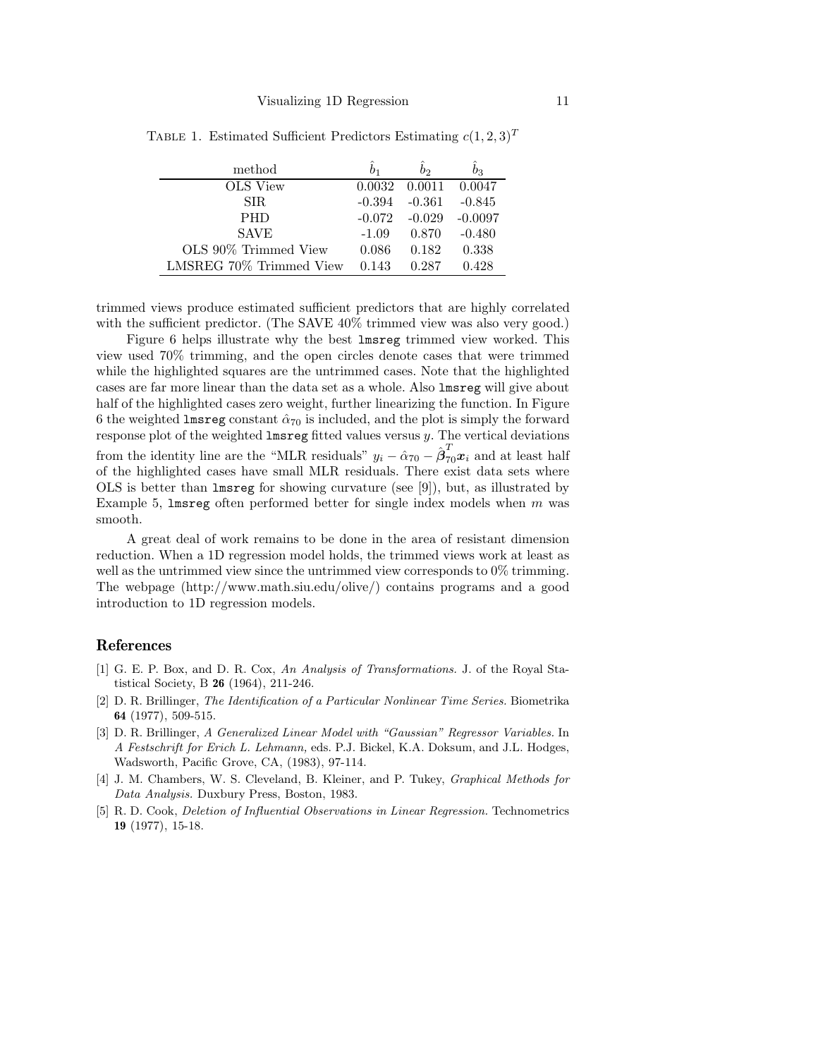TABLE 1. Estimated Sufficient Predictors Estimating $c(1, 2, 3)^T$

| method | $\hat{b}_1$ | $\hat{b}_2$ | $\hat{b}_3$ |
|---|---|---|---|
| OLS View | 0.0032 | 0.0011 | 0.0047 |
| SIR | -0.394 | -0.361 | -0.845 |
| PHD | -0.072 | -0.029 | -0.0097 |
| SAVE | -1.09 | 0.870 | -0.480 |
| OLS 90% Trimmed View | 0.086 | 0.182 | 0.338 |
| LMSREG 70% Trimmed View | 0.143 | 0.287 | 0.428 |

trimmed views produce estimated sufficient predictors that are highly correlated with the sufficient predictor. (The SAVE 40% trimmed view was also very good.)

Figure 6 helps illustrate why the best `lmsreg` trimmed view worked. This view used 70% trimming, and the open circles denote cases that were trimmed while the highlighted squares are the untrimmed cases. Note that the highlighted cases are far more linear than the data set as a whole. Also `lmsreg` will give about half of the highlighted cases zero weight, further linearizing the function. In Figure 6 the weighted `lmsreg` constant $\hat{\alpha}_{70}$ is included, and the plot is simply the forward response plot of the weighted `lmsreg` fitted values versus $y$. The vertical deviations from the identity line are the "MLR residuals" $y_i - \hat{\alpha}_{70} - \hat{\boldsymbol{\beta}}_{70}^T \boldsymbol{x}_i$ and at least half of the highlighted cases have small MLR residuals. There exist data sets where OLS is better than `lmsreg` for showing curvature (see [9]), but, as illustrated by Example 5, `lmsreg` often performed better for single index models when $m$ was smooth.

A great deal of work remains to be done in the area of resistant dimension reduction. When a 1D regression model holds, the trimmed views work at least as well as the untrimmed view since the untrimmed view corresponds to 0% trimming. The webpage (http://www.math.siu.edu/olive/) contains programs and a good introduction to 1D regression models.

## References

[1] G. E. P. Box, and D. R. Cox, *An Analysis of Transformations.* J. of the Royal Statistical Society, B **26** (1964), 211-246.

[2] D. R. Brillinger, *The Identification of a Particular Nonlinear Time Series.* Biometrika **64** (1977), 509-515.

[3] D. R. Brillinger, *A Generalized Linear Model with "Gaussian" Regressor Variables.* In *A Festschrift for Erich L. Lehmann,* eds. P.J. Bickel, K.A. Doksum, and J.L. Hodges, Wadsworth, Pacific Grove, CA, (1983), 97-114.

[4] J. M. Chambers, W. S. Cleveland, B. Kleiner, and P. Tukey, *Graphical Methods for Data Analysis.* Duxbury Press, Boston, 1983.

[5] R. D. Cook, *Deletion of Influential Observations in Linear Regression.* Technometrics **19** (1977), 15-18.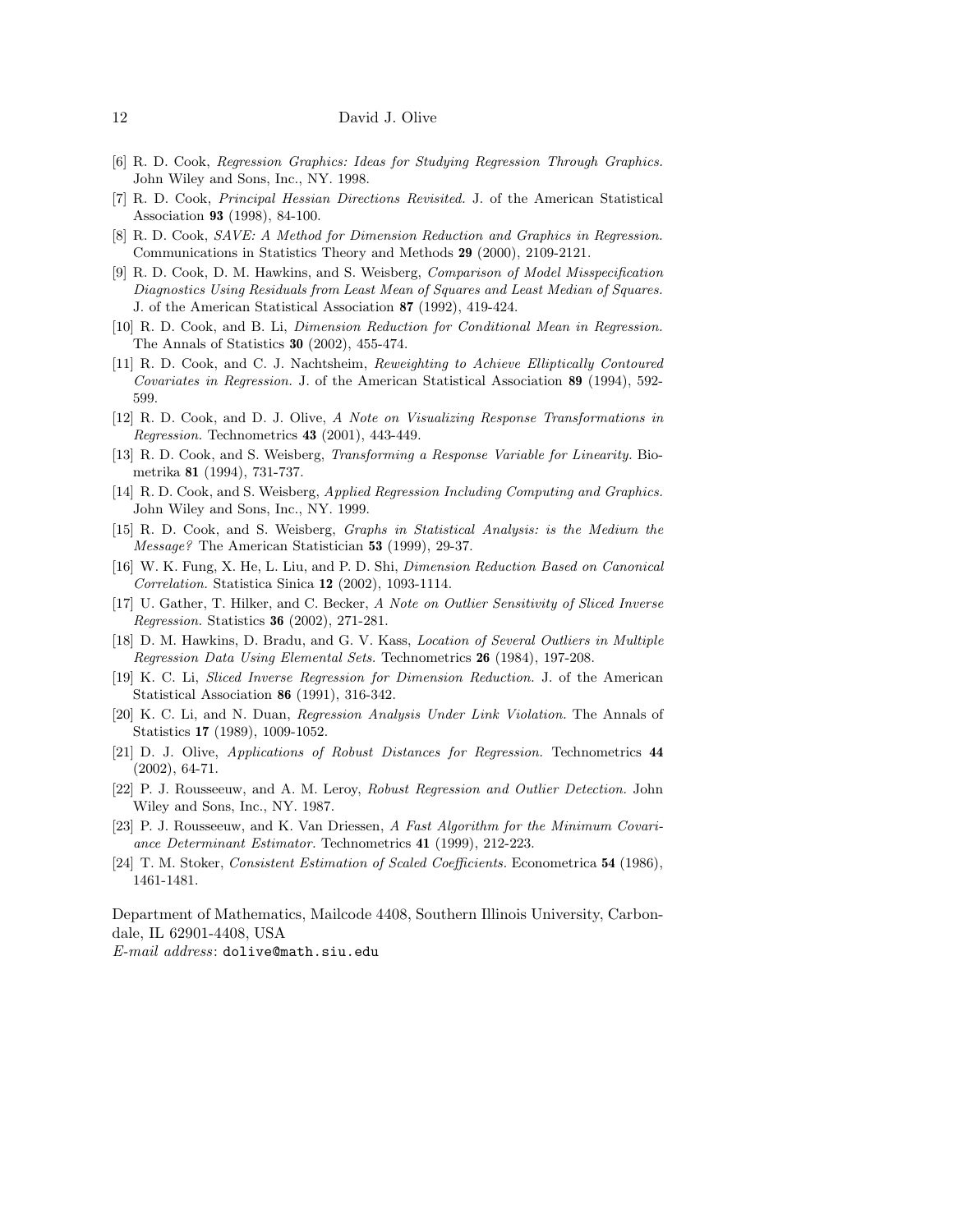[6] R. D. Cook, *Regression Graphics: Ideas for Studying Regression Through Graphics.* John Wiley and Sons, Inc., NY. 1998.

[7] R. D. Cook, *Principal Hessian Directions Revisited.* J. of the American Statistical Association **93** (1998), 84-100.

[8] R. D. Cook, *SAVE: A Method for Dimension Reduction and Graphics in Regression.* Communications in Statistics Theory and Methods **29** (2000), 2109-2121.

[9] R. D. Cook, D. M. Hawkins, and S. Weisberg, *Comparison of Model Misspecification Diagnostics Using Residuals from Least Mean of Squares and Least Median of Squares.* J. of the American Statistical Association **87** (1992), 419-424.

[10] R. D. Cook, and B. Li, *Dimension Reduction for Conditional Mean in Regression.* The Annals of Statistics **30** (2002), 455-474.

[11] R. D. Cook, and C. J. Nachtsheim, *Reweighting to Achieve Elliptically Contoured Covariates in Regression.* J. of the American Statistical Association **89** (1994), 592-599.

[12] R. D. Cook, and D. J. Olive, *A Note on Visualizing Response Transformations in Regression.* Technometrics **43** (2001), 443-449.

[13] R. D. Cook, and S. Weisberg, *Transforming a Response Variable for Linearity.* Biometrika **81** (1994), 731-737.

[14] R. D. Cook, and S. Weisberg, *Applied Regression Including Computing and Graphics.* John Wiley and Sons, Inc., NY. 1999.

[15] R. D. Cook, and S. Weisberg, *Graphs in Statistical Analysis: is the Medium the Message?* The American Statistician **53** (1999), 29-37.

[16] W. K. Fung, X. He, L. Liu, and P. D. Shi, *Dimension Reduction Based on Canonical Correlation.* Statistica Sinica **12** (2002), 1093-1114.

[17] U. Gather, T. Hilker, and C. Becker, *A Note on Outlier Sensitivity of Sliced Inverse Regression.* Statistics **36** (2002), 271-281.

[18] D. M. Hawkins, D. Bradu, and G. V. Kass, *Location of Several Outliers in Multiple Regression Data Using Elemental Sets.* Technometrics **26** (1984), 197-208.

[19] K. C. Li, *Sliced Inverse Regression for Dimension Reduction.* J. of the American Statistical Association **86** (1991), 316-342.

[20] K. C. Li, and N. Duan, *Regression Analysis Under Link Violation.* The Annals of Statistics **17** (1989), 1009-1052.

[21] D. J. Olive, *Applications of Robust Distances for Regression.* Technometrics **44** (2002), 64-71.

[22] P. J. Rousseeuw, and A. M. Leroy, *Robust Regression and Outlier Detection.* John Wiley and Sons, Inc., NY. 1987.

[23] P. J. Rousseeuw, and K. Van Driessen, *A Fast Algorithm for the Minimum Covariance Determinant Estimator.* Technometrics **41** (1999), 212-223.

[24] T. M. Stoker, *Consistent Estimation of Scaled Coefficients.* Econometrica **54** (1986), 1461-1481.

Department of Mathematics, Mailcode 4408, Southern Illinois University, Carbondale, IL 62901-4408, USA

*E-mail address*: dolive@math.siu.edu